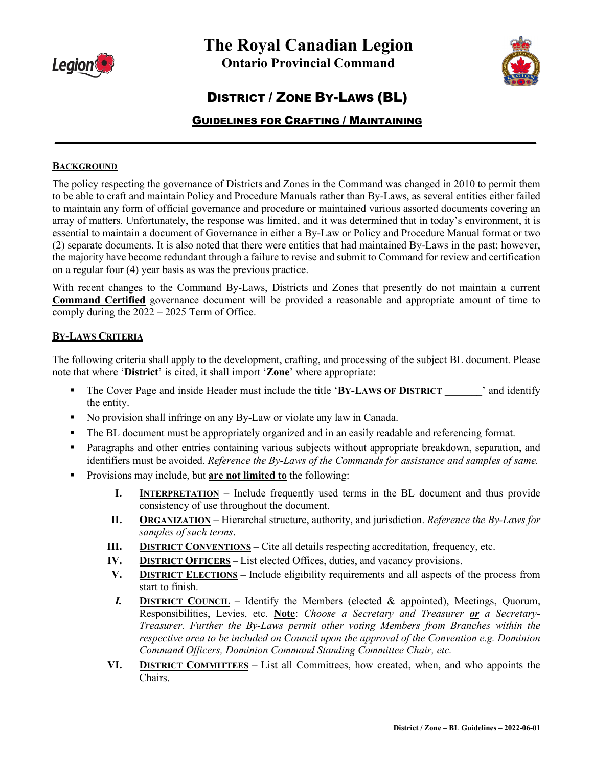# The Royal Canadian Legion

## Ontario Provincial Command

## District / Zone By-Laws (BL)

### Guidelines for Crafting / Maintaining

---

**Background**

The policy respecting the governance of Districts and Zones in the Command was changed in 2010 to permit them to be able to craft and maintain Policy and Procedure Manuals rather than By-Laws, as several entities either failed to maintain any form of official governance and procedure or maintained various assorted documents covering an array of matters. Unfortunately, the response was limited, and it was determined that in today's environment, it is essential to maintain a document of Governance in either a By-Law or Policy and Procedure Manual format or two (2) separate documents. It is also noted that there were entities that had maintained By-Laws in the past; however, the majority have become redundant through a failure to revise and submit to Command for review and certification on a regular four (4) year basis as was the previous practice.

With recent changes to the Command By-Laws, Districts and Zones that presently do not maintain a current **Command Certified** governance document will be provided a reasonable and appropriate amount of time to comply during the 2022 – 2025 Term of Office.

**By-Laws Criteria**

The following criteria shall apply to the development, crafting, and processing of the subject BL document. Please note that where '**District**' is cited, it shall import '**Zone**' where appropriate:

- The Cover Page and inside Header must include the title '**By-Laws of District _______**' and identify the entity.
- No provision shall infringe on any By-Law or violate any law in Canada.
- The BL document must be appropriately organized and in an easily readable and referencing format.
- Paragraphs and other entries containing various subjects without appropriate breakdown, separation, and identifiers must be avoided. *Reference the By-Laws of the Commands for assistance and samples of same.*
- Provisions may include, but **are not limited to** the following:
  - **I. Interpretation** – Include frequently used terms in the BL document and thus provide consistency of use throughout the document.
  - **II. Organization** – Hierarchal structure, authority, and jurisdiction. *Reference the By-Laws for samples of such terms*.
  - **III. District Conventions** – Cite all details respecting accreditation, frequency, etc.
  - **IV. District Officers** – List elected Offices, duties, and vacancy provisions.
  - **V. District Elections** – Include eligibility requirements and all aspects of the process from start to finish.
  - ***I.*** **District Council** – Identify the Members (elected & appointed), Meetings, Quorum, Responsibilities, Levies, etc. **Note**: *Choose a Secretary and Treasurer* ***or*** *a Secretary-Treasurer. Further the By-Laws permit other voting Members from Branches within the respective area to be included on Council upon the approval of the Convention e.g. Dominion Command Officers, Dominion Command Standing Committee Chair, etc.*
  - **VI. District Committees** – List all Committees, how created, when, and who appoints the Chairs.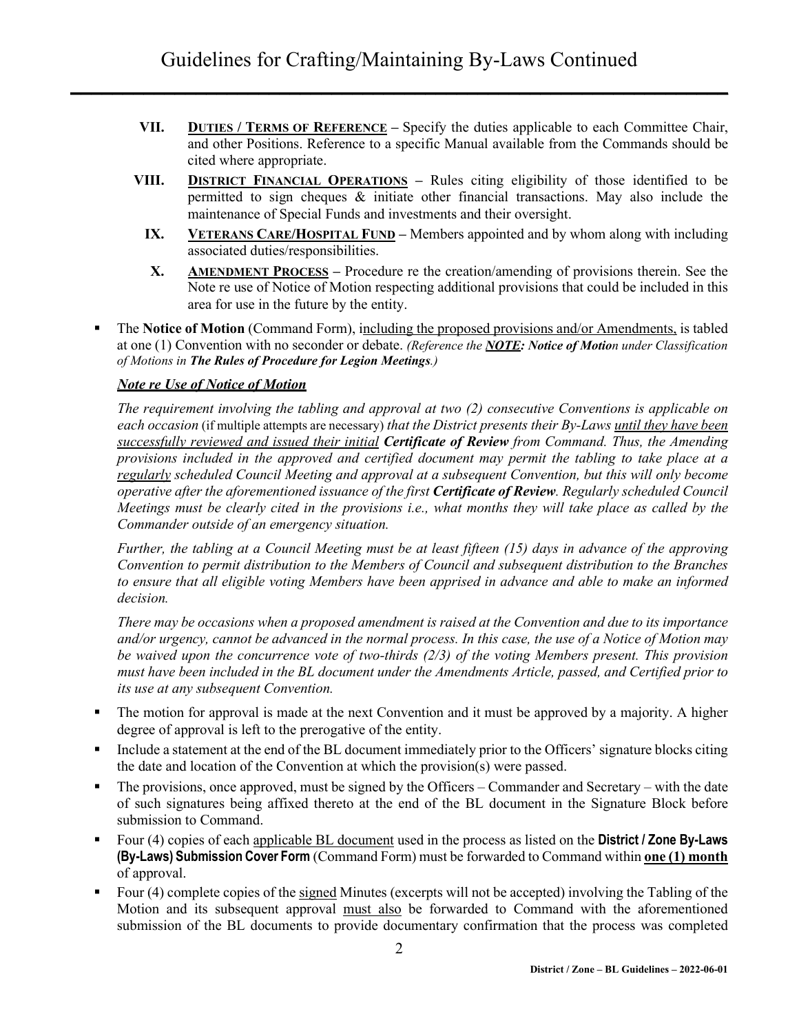# Guidelines for Crafting/Maintaining By-Laws Continued

- **VII.** **<u>DUTIES / TERMS OF REFERENCE</u>** – Specify the duties applicable to each Committee Chair, and other Positions. Reference to a specific Manual available from the Commands should be cited where appropriate.
- **VIII.** **<u>DISTRICT FINANCIAL OPERATIONS</u>** – Rules citing eligibility of those identified to be permitted to sign cheques & initiate other financial transactions. May also include the maintenance of Special Funds and investments and their oversight.
- **IX.** **<u>VETERANS CARE/HOSPITAL FUND</u>** – Members appointed and by whom along with including associated duties/responsibilities.
- **X.** **<u>AMENDMENT PROCESS</u>** – Procedure re the creation/amending of provisions therein. See the Note re use of Notice of Motion respecting additional provisions that could be included in this area for use in the future by the entity.

- The **Notice of Motion** (Command Form), <u>including the proposed provisions and/or Amendments,</u> is tabled at one (1) Convention with no seconder or debate. *(Reference the* ***<u>NOTE</u>: Notice of Motion*** *under Classification of Motions in* ***The Rules of Procedure for Legion Meetings****.)*

  ***<u>Note re Use of Notice of Motion</u>***

  *The requirement involving the tabling and approval at two (2) consecutive Conventions is applicable on each occasion* (if multiple attempts are necessary) *that the District presents their By-Laws <u>until they have been successfully reviewed and issued their initial</u>* ***Certificate of Review*** *from Command. Thus, the Amending provisions included in the approved and certified document may permit the tabling to take place at a <u>regularly</u> scheduled Council Meeting and approval at a subsequent Convention, but this will only become operative after the aforementioned issuance of the first* ***Certificate of Review****. Regularly scheduled Council Meetings must be clearly cited in the provisions i.e., what months they will take place as called by the Commander outside of an emergency situation.*

  *Further, the tabling at a Council Meeting must be at least fifteen (15) days in advance of the approving Convention to permit distribution to the Members of Council and subsequent distribution to the Branches to ensure that all eligible voting Members have been apprised in advance and able to make an informed decision.*

  *There may be occasions when a proposed amendment is raised at the Convention and due to its importance and/or urgency, cannot be advanced in the normal process. In this case, the use of a Notice of Motion may be waived upon the concurrence vote of two-thirds (2/3) of the voting Members present. This provision must have been included in the BL document under the Amendments Article, passed, and Certified prior to its use at any subsequent Convention.*

- The motion for approval is made at the next Convention and it must be approved by a majority. A higher degree of approval is left to the prerogative of the entity.
- Include a statement at the end of the BL document immediately prior to the Officers' signature blocks citing the date and location of the Convention at which the provision(s) were passed.
- The provisions, once approved, must be signed by the Officers – Commander and Secretary – with the date of such signatures being affixed thereto at the end of the BL document in the Signature Block before submission to Command.
- Four (4) copies of each <u>applicable BL document</u> used in the process as listed on the **District / Zone By-Laws (By-Laws) Submission Cover Form** (Command Form) must be forwarded to Command within **<u>one (1) month</u>** of approval.
- Four (4) complete copies of the <u>signed</u> Minutes (excerpts will not be accepted) involving the Tabling of the Motion and its subsequent approval <u>must also</u> be forwarded to Command with the aforementioned submission of the BL documents to provide documentary confirmation that the process was completed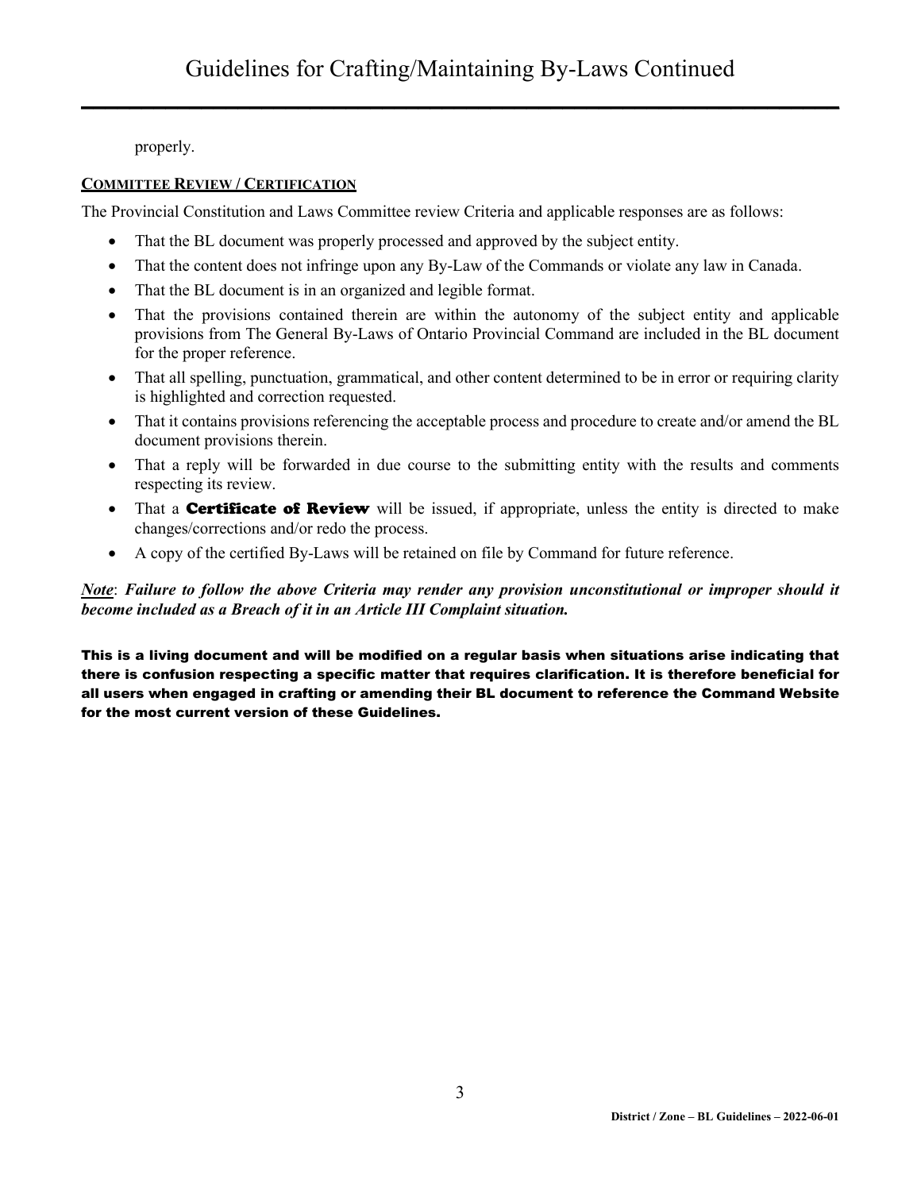properly.

**<u>COMMITTEE REVIEW / CERTIFICATION</u>**

The Provincial Constitution and Laws Committee review Criteria and applicable responses are as follows:

- That the BL document was properly processed and approved by the subject entity.
- That the content does not infringe upon any By-Law of the Commands or violate any law in Canada.
- That the BL document is in an organized and legible format.
- That the provisions contained therein are within the autonomy of the subject entity and applicable provisions from The General By-Laws of Ontario Provincial Command are included in the BL document for the proper reference.
- That all spelling, punctuation, grammatical, and other content determined to be in error or requiring clarity is highlighted and correction requested.
- That it contains provisions referencing the acceptable process and procedure to create and/or amend the BL document provisions therein.
- That a reply will be forwarded in due course to the submitting entity with the results and comments respecting its review.
- That a **Certificate of Review** will be issued, if appropriate, unless the entity is directed to make changes/corrections and/or redo the process.
- A copy of the certified By-Laws will be retained on file by Command for future reference.

***<u>Note</u>*: *Failure to follow the above Criteria may render any provision unconstitutional or improper should it become included as a Breach of it in an Article III Complaint situation.***

**This is a living document and will be modified on a regular basis when situations arise indicating that there is confusion respecting a specific matter that requires clarification. It is therefore beneficial for all users when engaged in crafting or amending their BL document to reference the Command Website for the most current version of these Guidelines.**